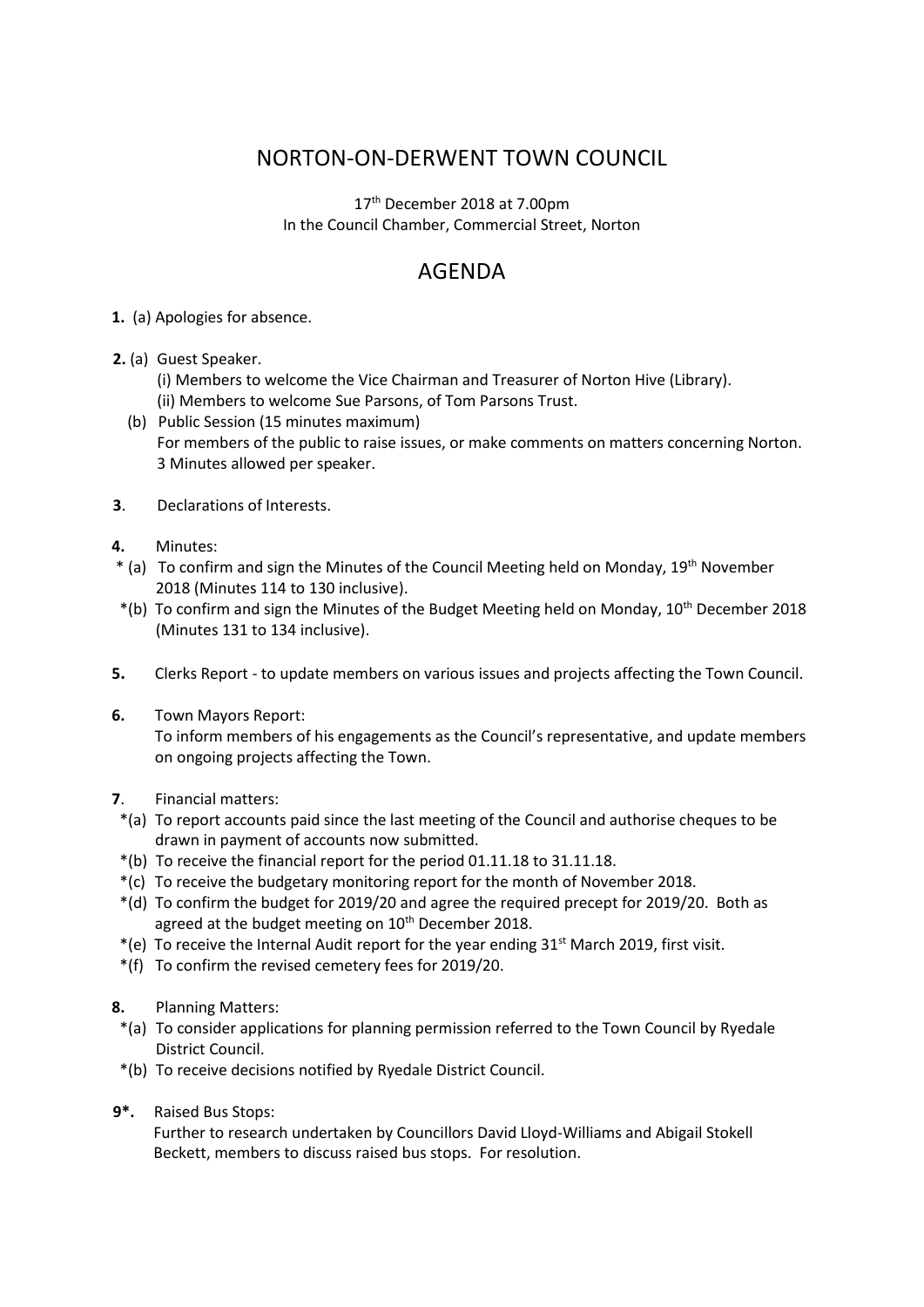# NORTON-ON-DERWENT TOWN COUNCIL

17th December 2018 at 7.00pm
In the Council Chamber, Commercial Street, Norton

## AGENDA

**1.** (a) Apologies for absence.

**2.** (a) Guest Speaker.
   (i) Members to welcome the Vice Chairman and Treasurer of Norton Hive (Library).
   (ii) Members to welcome Sue Parsons, of Tom Parsons Trust.
   (b) Public Session (15 minutes maximum)
   For members of the public to raise issues, or make comments on matters concerning Norton. 3 Minutes allowed per speaker.

**3**. Declarations of Interests.

**4.** Minutes:
 * (a) To confirm and sign the Minutes of the Council Meeting held on Monday, 19th November 2018 (Minutes 114 to 130 inclusive).
 *(b) To confirm and sign the Minutes of the Budget Meeting held on Monday, 10th December 2018 (Minutes 131 to 134 inclusive).

**5.** Clerks Report - to update members on various issues and projects affecting the Town Council.

**6.** Town Mayors Report:
To inform members of his engagements as the Council's representative, and update members on ongoing projects affecting the Town.

**7**. Financial matters:
 *(a) To report accounts paid since the last meeting of the Council and authorise cheques to be drawn in payment of accounts now submitted.
 *(b) To receive the financial report for the period 01.11.18 to 31.11.18.
 *(c) To receive the budgetary monitoring report for the month of November 2018.
 *(d) To confirm the budget for 2019/20 and agree the required precept for 2019/20. Both as agreed at the budget meeting on 10th December 2018.
 *(e) To receive the Internal Audit report for the year ending 31st March 2019, first visit.
 *(f) To confirm the revised cemetery fees for 2019/20.

**8.** Planning Matters:
 *(a) To consider applications for planning permission referred to the Town Council by Ryedale District Council.
 *(b) To receive decisions notified by Ryedale District Council.

**9*.** Raised Bus Stops:
Further to research undertaken by Councillors David Lloyd-Williams and Abigail Stokell Beckett, members to discuss raised bus stops. For resolution.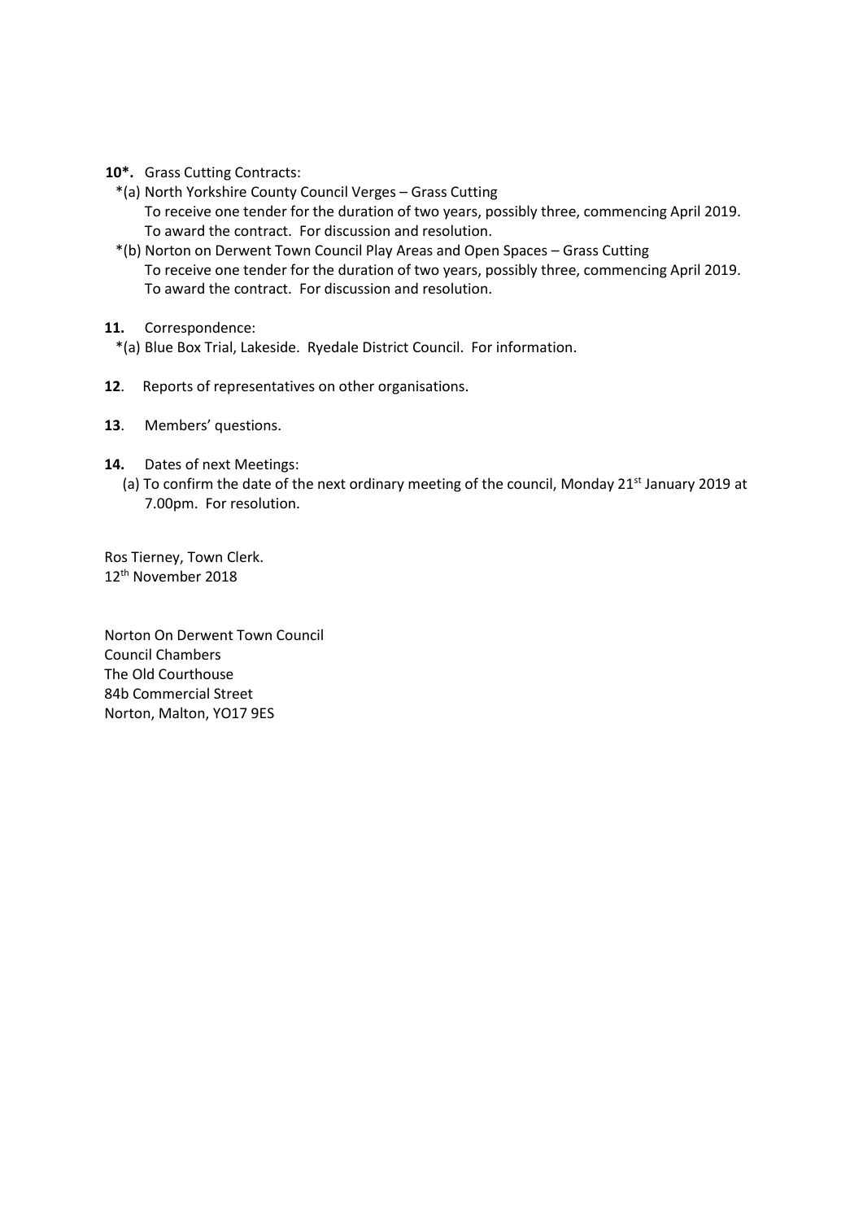**10*.** Grass Cutting Contracts:

*(a) North Yorkshire County Council Verges – Grass Cutting
To receive one tender for the duration of two years, possibly three, commencing April 2019. To award the contract. For discussion and resolution.

*(b) Norton on Derwent Town Council Play Areas and Open Spaces – Grass Cutting
To receive one tender for the duration of two years, possibly three, commencing April 2019. To award the contract. For discussion and resolution.

**11.** Correspondence:

*(a) Blue Box Trial, Lakeside. Ryedale District Council. For information.

**12**. Reports of representatives on other organisations.

**13**. Members' questions.

**14.** Dates of next Meetings:

(a) To confirm the date of the next ordinary meeting of the council, Monday 21st January 2019 at 7.00pm. For resolution.

Ros Tierney, Town Clerk.
12th November 2018

Norton On Derwent Town Council
Council Chambers
The Old Courthouse
84b Commercial Street
Norton, Malton, YO17 9ES